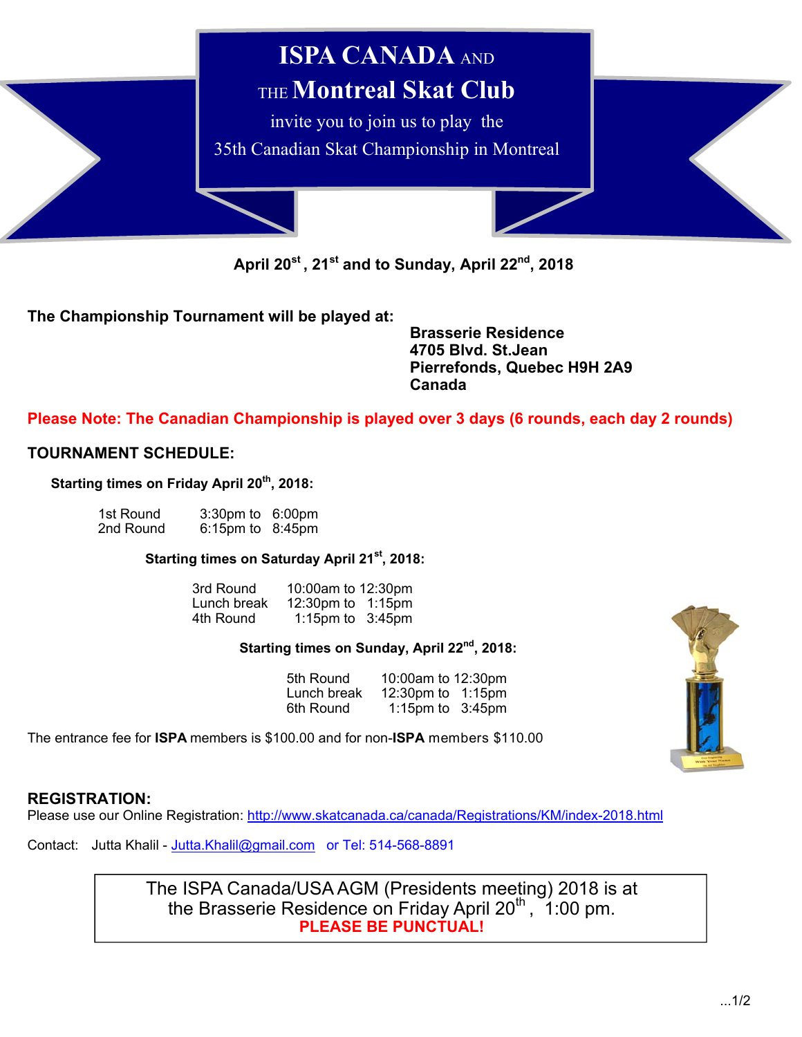# ISPA CANADA AND THE Montreal Skat Club

invite you to join us to play the

35th Canadian Skat Championship in Montreal

**April 20st, 21st and to Sunday, April 22nd, 2018**

**The Championship Tournament will be played at:**

**Brasserie Residence**
**4705 Blvd. St.Jean**
**Pierrefonds, Quebec H9H 2A9**
**Canada**

**Please Note: The Canadian Championship is played over 3 days (6 rounds, each day 2 rounds)**

## TOURNAMENT SCHEDULE:

**Starting times on Friday April 20th, 2018:**

| | |
|---|---|
| 1st Round | 3:30pm to 6:00pm |
| 2nd Round | 6:15pm to 8:45pm |

**Starting times on Saturday April 21st, 2018:**

| | |
|---|---|
| 3rd Round | 10:00am to 12:30pm |
| Lunch break | 12:30pm to 1:15pm |
| 4th Round | 1:15pm to 3:45pm |

**Starting times on Sunday, April 22nd, 2018:**

| | |
|---|---|
| 5th Round | 10:00am to 12:30pm |
| Lunch break | 12:30pm to 1:15pm |
| 6th Round | 1:15pm to 3:45pm |

The entrance fee for **ISPA** members is $100.00 and for non-**ISPA** members $110.00

## REGISTRATION:

Please use our Online Registration: http://www.skatcanada.ca/canada/Registrations/KM/index-2018.html

Contact: Jutta Khalil - Jutta.Khalil@gmail.com or Tel: 514-568-8891

The ISPA Canada/USA AGM (Presidents meeting) 2018 is at the Brasserie Residence on Friday April 20th , 1:00 pm.
**PLEASE BE PUNCTUAL!**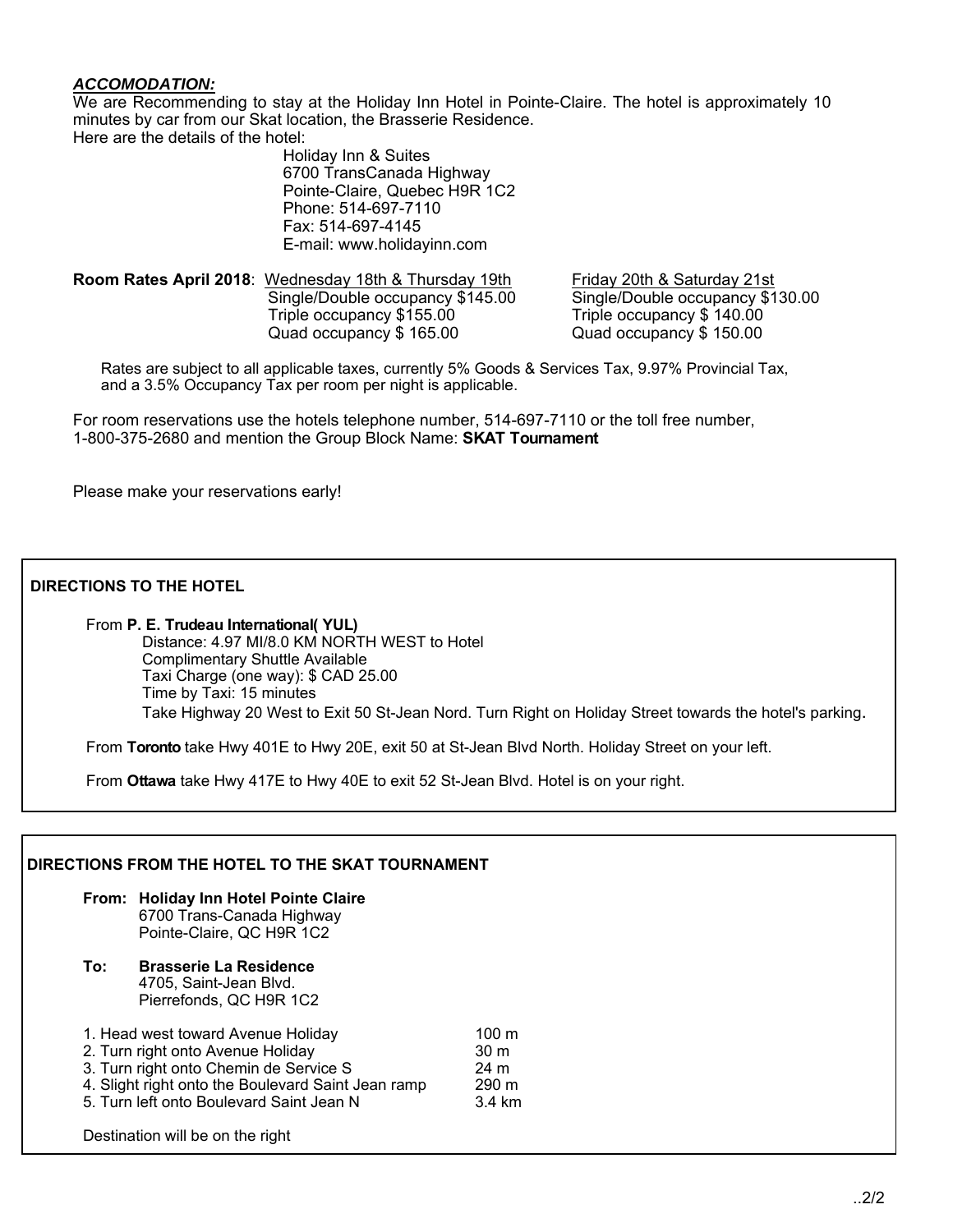***ACCOMODATION:***

We are Recommending to stay at the Holiday Inn Hotel in Pointe-Claire. The hotel is approximately 10 minutes by car from our Skat location, the Brasserie Residence.
Here are the details of the hotel:

Holiday Inn & Suites
6700 TransCanada Highway
Pointe-Claire, Quebec H9R 1C2
Phone: 514-697-7110
Fax: 514-697-4145
E-mail: www.holidayinn.com

**Room Rates April 2018**:

| Wednesday 18th & Thursday 19th | Friday 20th & Saturday 21st |
|---|---|
| Single/Double occupancy $145.00 | Single/Double occupancy $130.00 |
| Triple occupancy $155.00 | Triple occupancy $ 140.00 |
| Quad occupancy $ 165.00 | Quad occupancy $ 150.00 |

Rates are subject to all applicable taxes, currently 5% Goods & Services Tax, 9.97% Provincial Tax, and a 3.5% Occupancy Tax per room per night is applicable.

For room reservations use the hotels telephone number, 514-697-7110 or the toll free number, 1-800-375-2680 and mention the Group Block Name: **SKAT Tournament**

Please make your reservations early!

**DIRECTIONS TO THE HOTEL**

From **P. E. Trudeau International( YUL)**
Distance: 4.97 MI/8.0 KM NORTH WEST to Hotel
Complimentary Shuttle Available
Taxi Charge (one way): $ CAD 25.00
Time by Taxi: 15 minutes
Take Highway 20 West to Exit 50 St-Jean Nord. Turn Right on Holiday Street towards the hotel's parking.

From **Toronto** take Hwy 401E to Hwy 20E, exit 50 at St-Jean Blvd North. Holiday Street on your left.

From **Ottawa** take Hwy 417E to Hwy 40E to exit 52 St-Jean Blvd. Hotel is on your right.

**DIRECTIONS FROM THE HOTEL TO THE SKAT TOURNAMENT**

**From: Holiday Inn Hotel Pointe Claire**
6700 Trans-Canada Highway
Pointe-Claire, QC H9R 1C2

**To: Brasserie La Residence**
4705, Saint-Jean Blvd.
Pierrefonds, QC H9R 1C2

| | |
|---|---|
| 1. Head west toward Avenue Holiday | 100 m |
| 2. Turn right onto Avenue Holiday | 30 m |
| 3. Turn right onto Chemin de Service S | 24 m |
| 4. Slight right onto the Boulevard Saint Jean ramp | 290 m |
| 5. Turn left onto Boulevard Saint Jean N | 3.4 km |

Destination will be on the right